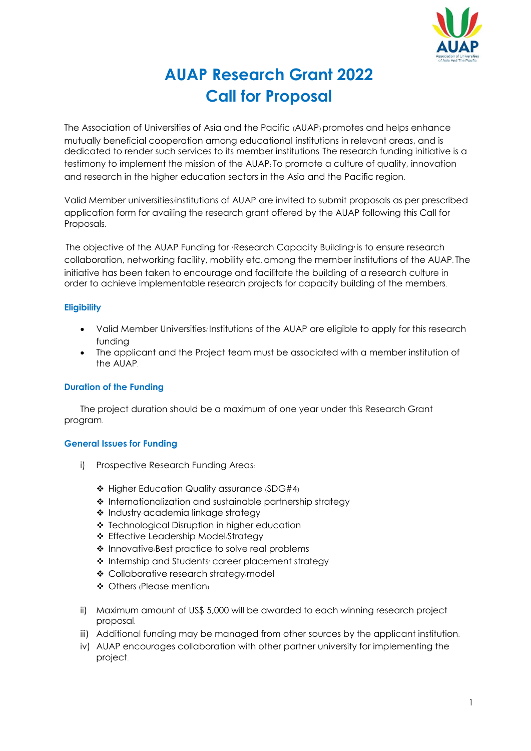# AUAP Research Grant 2022
# Call for Proposal

The Association of Universities of Asia and the Pacific (AUAP) promotes and helps enhance mutually beneficial cooperation among educational institutions in relevant areas, and is dedicated to render such services to its member institutions. The research funding initiative is a testimony to implement the mission of the AUAP: To promote a culture of quality, innovation and research in the higher education sectors in the Asia and the Pacific region.

Valid Member universities/institutions of AUAP are invited to submit proposals as per prescribed application form for availing the research grant offered by the AUAP following this Call for Proposals.

The objective of the AUAP Funding for 'Research Capacity Building' is to ensure research collaboration, networking facility, mobility etc. among the member institutions of the AUAP. The initiative has been taken to encourage and facilitate the building of a research culture in order to achieve implementable research projects for capacity building of the members.

### Eligibility

- Valid Member Universities/ Institutions of the AUAP are eligible to apply for this research funding
- The applicant and the Project team must be associated with a member institution of the AUAP.

### Duration of the Funding

The project duration should be a maximum of one year under this Research Grant program.

### General Issues for Funding

i) Prospective Research Funding Areas:

- ❖ Higher Education Quality assurance (SDG#4)
- ❖ Internationalization and sustainable partnership strategy
- ❖ Industry-academia linkage strategy
- ❖ Technological Disruption in higher education
- ❖ Effective Leadership Model/Strategy
- ❖ Innovative/Best practice to solve real problems
- ❖ Internship and Students' career placement strategy
- ❖ Collaborative research strategy/model
- ❖ Others (Please mention)

ii) Maximum amount of US$ 5,000 will be awarded to each winning research project proposal.

iii) Additional funding may be managed from other sources by the applicant institution.

iv) AUAP encourages collaboration with other partner university for implementing the project.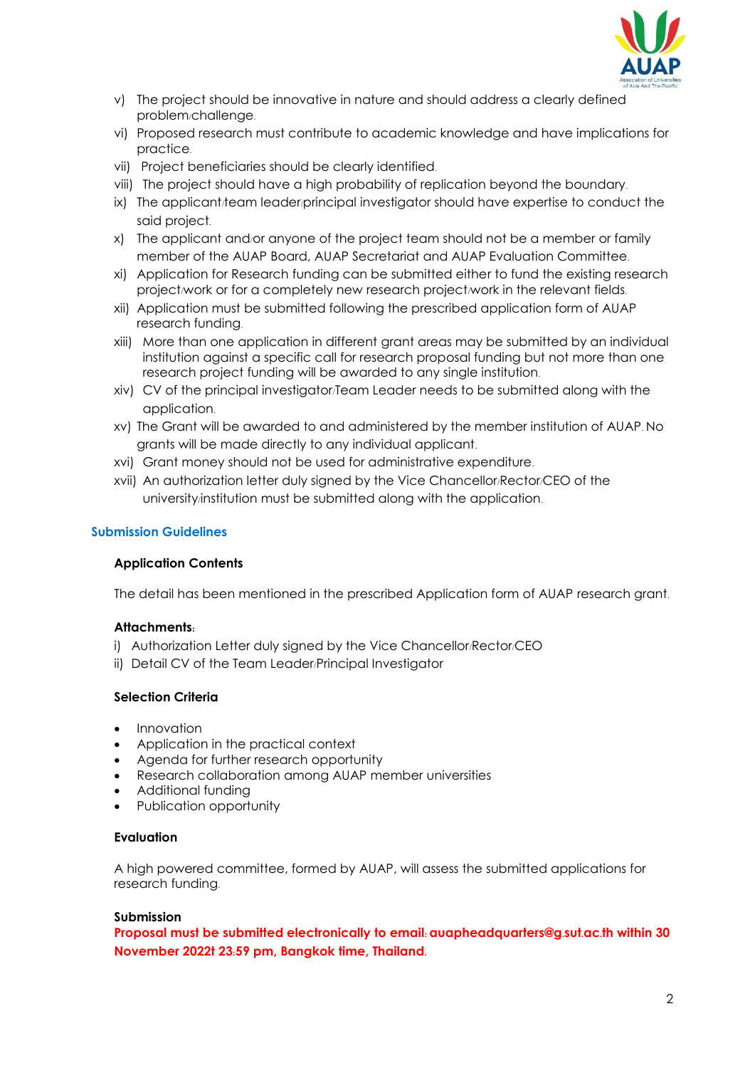v) The project should be innovative in nature and should address a clearly defined problem/challenge.

vi) Proposed research must contribute to academic knowledge and have implications for practice.

vii) Project beneficiaries should be clearly identified.

viii) The project should have a high probability of replication beyond the boundary.

ix) The applicant/team leader/principal investigator should have expertise to conduct the said project.

x) The applicant and/or anyone of the project team should not be a member or family member of the AUAP Board, AUAP Secretariat and AUAP Evaluation Committee.

xi) Application for Research funding can be submitted either to fund the existing research project/work or for a completely new research project/work in the relevant fields.

xii) Application must be submitted following the prescribed application form of AUAP research funding.

xiii) More than one application in different grant areas may be submitted by an individual institution against a specific call for research proposal funding but not more than one research project funding will be awarded to any single institution.

xiv) CV of the principal investigator/Team Leader needs to be submitted along with the application.

xv) The Grant will be awarded to and administered by the member institution of AUAP. No grants will be made directly to any individual applicant.

xvi) Grant money should not be used for administrative expenditure.

xvii) An authorization letter duly signed by the Vice Chancellor/Rector/CEO of the university/institution must be submitted along with the application.

## Submission Guidelines

### Application Contents

The detail has been mentioned in the prescribed Application form of AUAP research grant.

### Attachments:

i) Authorization Letter duly signed by the Vice Chancellor/Rector/CEO

ii) Detail CV of the Team Leader/Principal Investigator

### Selection Criteria

- Innovation
- Application in the practical context
- Agenda for further research opportunity
- Research collaboration among AUAP member universities
- Additional funding
- Publication opportunity

### Evaluation

A high powered committee, formed by AUAP, will assess the submitted applications for research funding.

### Submission

**Proposal must be submitted electronically to email: auapheadquarters@g.sut.ac.th within 30 November 2022t 23:59 pm, Bangkok time, Thailand.**